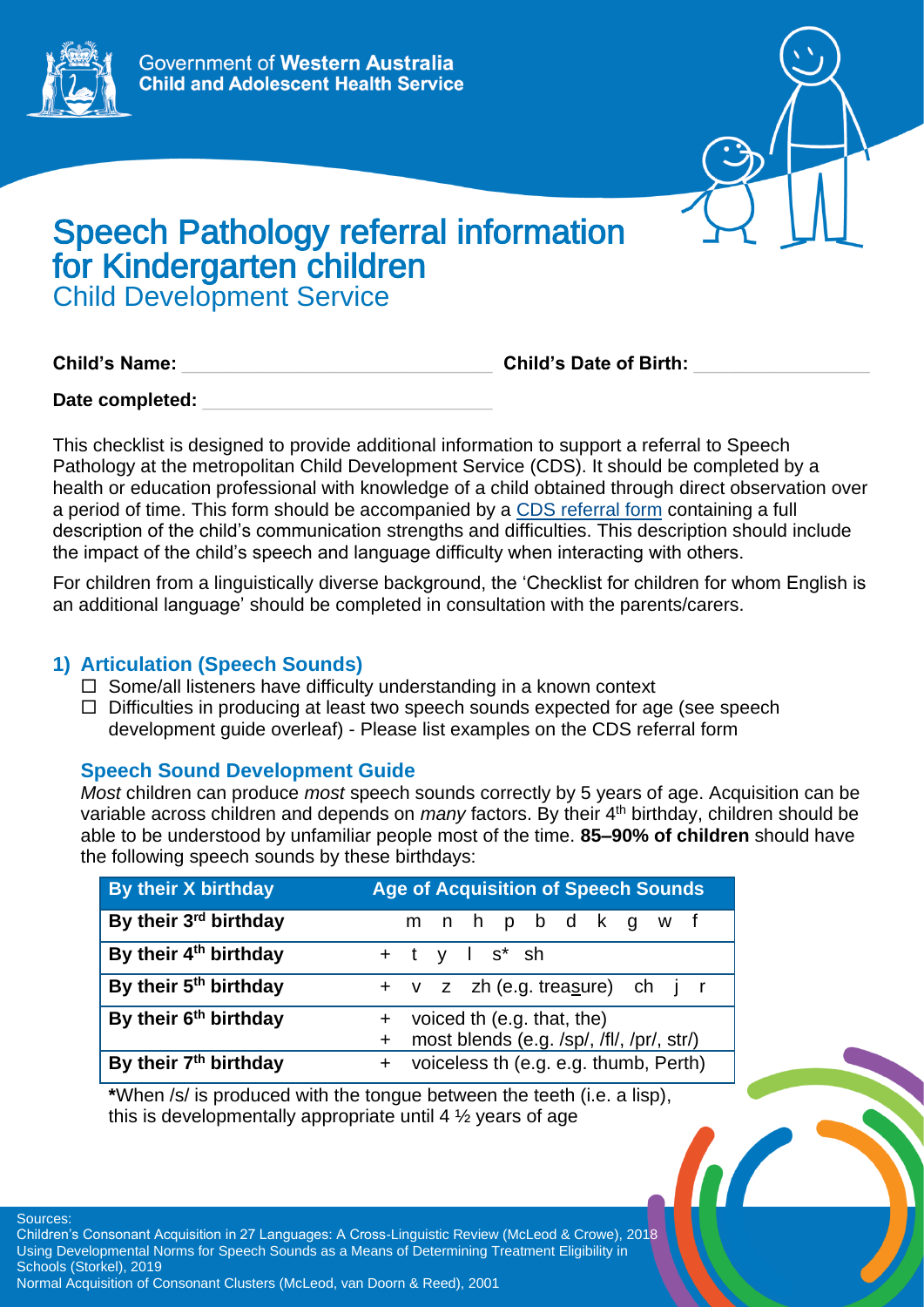Government of **Western Australia**
**Child and Adolescent Health Service**

# Speech Pathology referral information for Kindergarten children

## Child Development Service

**Child's Name:** ______________________________ **Child's Date of Birth:** ________________

**Date completed:** ____________________________

This checklist is designed to provide additional information to support a referral to Speech Pathology at the metropolitan Child Development Service (CDS). It should be completed by a health or education professional with knowledge of a child obtained through direct observation over a period of time. This form should be accompanied by a CDS referral form containing a full description of the child's communication strengths and difficulties. This description should include the impact of the child's speech and language difficulty when interacting with others.

For children from a linguistically diverse background, the 'Checklist for children for whom English is an additional language' should be completed in consultation with the parents/carers.

### 1) Articulation (Speech Sounds)

- ☐ Some/all listeners have difficulty understanding in a known context
- ☐ Difficulties in producing at least two speech sounds expected for age (see speech development guide overleaf) - Please list examples on the CDS referral form

### Speech Sound Development Guide

*Most* children can produce *most* speech sounds correctly by 5 years of age. Acquisition can be variable across children and depends on *many* factors. By their 4th birthday, children should be able to be understood by unfamiliar people most of the time. **85–90% of children** should have the following speech sounds by these birthdays:

| By their X birthday | Age of Acquisition of Speech Sounds |
|---|---|
| **By their 3rd birthday** | m n h p b d k g w f |
| **By their 4th birthday** | + t y l s* sh |
| **By their 5th birthday** | + v z zh (e.g. trea<u>s</u>ure) ch j r |
| **By their 6th birthday** | + voiced th (e.g. that, the)<br>+ most blends (e.g. /sp/, /fl/, /pr/, str/) |
| **By their 7th birthday** | + voiceless th (e.g. e.g. thumb, Perth) |

***When /s/ is produced with the tongue between the teeth (i.e. a lisp), this is developmentally appropriate until 4 ½ years of age

Sources:
Children's Consonant Acquisition in 27 Languages: A Cross-Linguistic Review (McLeod & Crowe), 2018
Using Developmental Norms for Speech Sounds as a Means of Determining Treatment Eligibility in Schools (Storkel), 2019
Normal Acquisition of Consonant Clusters (McLeod, van Doorn & Reed), 2001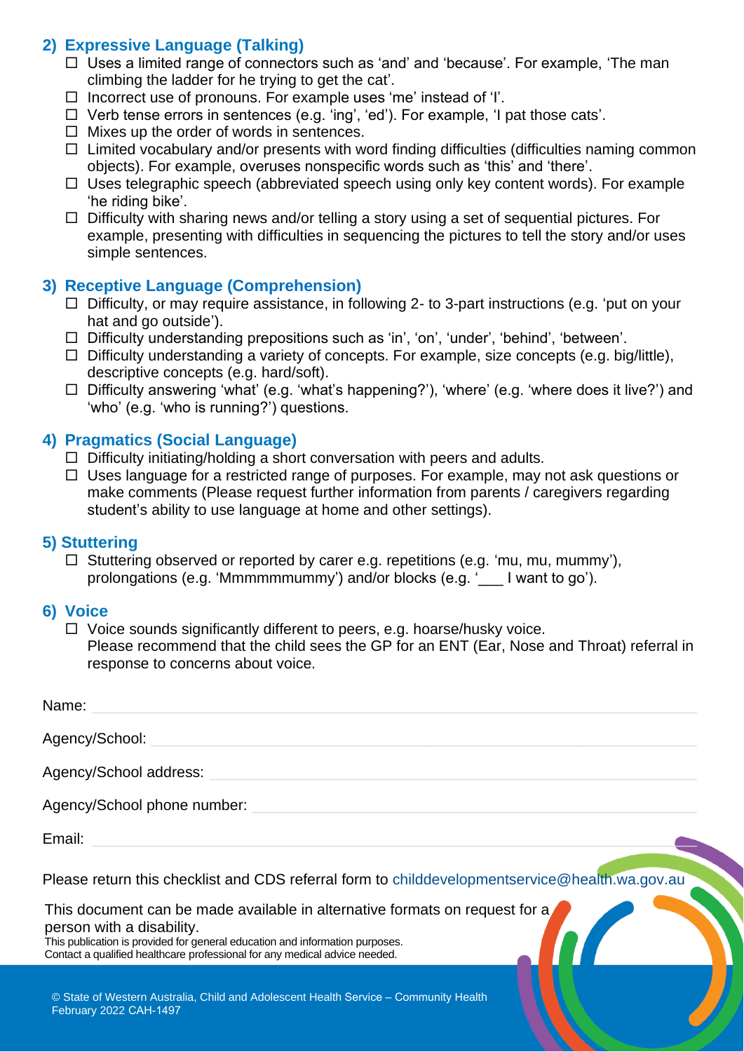## 2) Expressive Language (Talking)

- ☐ Uses a limited range of connectors such as 'and' and 'because'. For example, 'The man climbing the ladder for he trying to get the cat'.
- ☐ Incorrect use of pronouns. For example uses 'me' instead of 'I'.
- ☐ Verb tense errors in sentences (e.g. 'ing', 'ed'). For example, 'I pat those cats'.
- ☐ Mixes up the order of words in sentences.
- ☐ Limited vocabulary and/or presents with word finding difficulties (difficulties naming common objects). For example, overuses nonspecific words such as 'this' and 'there'.
- ☐ Uses telegraphic speech (abbreviated speech using only key content words). For example 'he riding bike'.
- ☐ Difficulty with sharing news and/or telling a story using a set of sequential pictures. For example, presenting with difficulties in sequencing the pictures to tell the story and/or uses simple sentences.

## 3) Receptive Language (Comprehension)

- ☐ Difficulty, or may require assistance, in following 2- to 3-part instructions (e.g. 'put on your hat and go outside').
- ☐ Difficulty understanding prepositions such as 'in', 'on', 'under', 'behind', 'between'.
- ☐ Difficulty understanding a variety of concepts. For example, size concepts (e.g. big/little), descriptive concepts (e.g. hard/soft).
- ☐ Difficulty answering 'what' (e.g. 'what's happening?'), 'where' (e.g. 'where does it live?') and 'who' (e.g. 'who is running?') questions.

## 4) Pragmatics (Social Language)

- ☐ Difficulty initiating/holding a short conversation with peers and adults.
- ☐ Uses language for a restricted range of purposes. For example, may not ask questions or make comments (Please request further information from parents / caregivers regarding student's ability to use language at home and other settings).

## 5) Stuttering

- ☐ Stuttering observed or reported by carer e.g. repetitions (e.g. 'mu, mu, mummy'), prolongations (e.g. 'Mmmmmmummy') and/or blocks (e.g. '___ I want to go').

## 6) Voice

- ☐ Voice sounds significantly different to peers, e.g. hoarse/husky voice.
  Please recommend that the child sees the GP for an ENT (Ear, Nose and Throat) referral in response to concerns about voice.

Name: ______________________________

Agency/School: ______________________________

Agency/School address: ______________________________

Agency/School phone number: ______________________________

Email: ______________________________

Please return this checklist and CDS referral form to childdevelopmentservice@health.wa.gov.au

This document can be made available in alternative formats on request for a person with a disability.

This publication is provided for general education and information purposes.
Contact a qualified healthcare professional for any medical advice needed.

© State of Western Australia, Child and Adolescent Health Service – Community Health
February 2022 CAH-1497